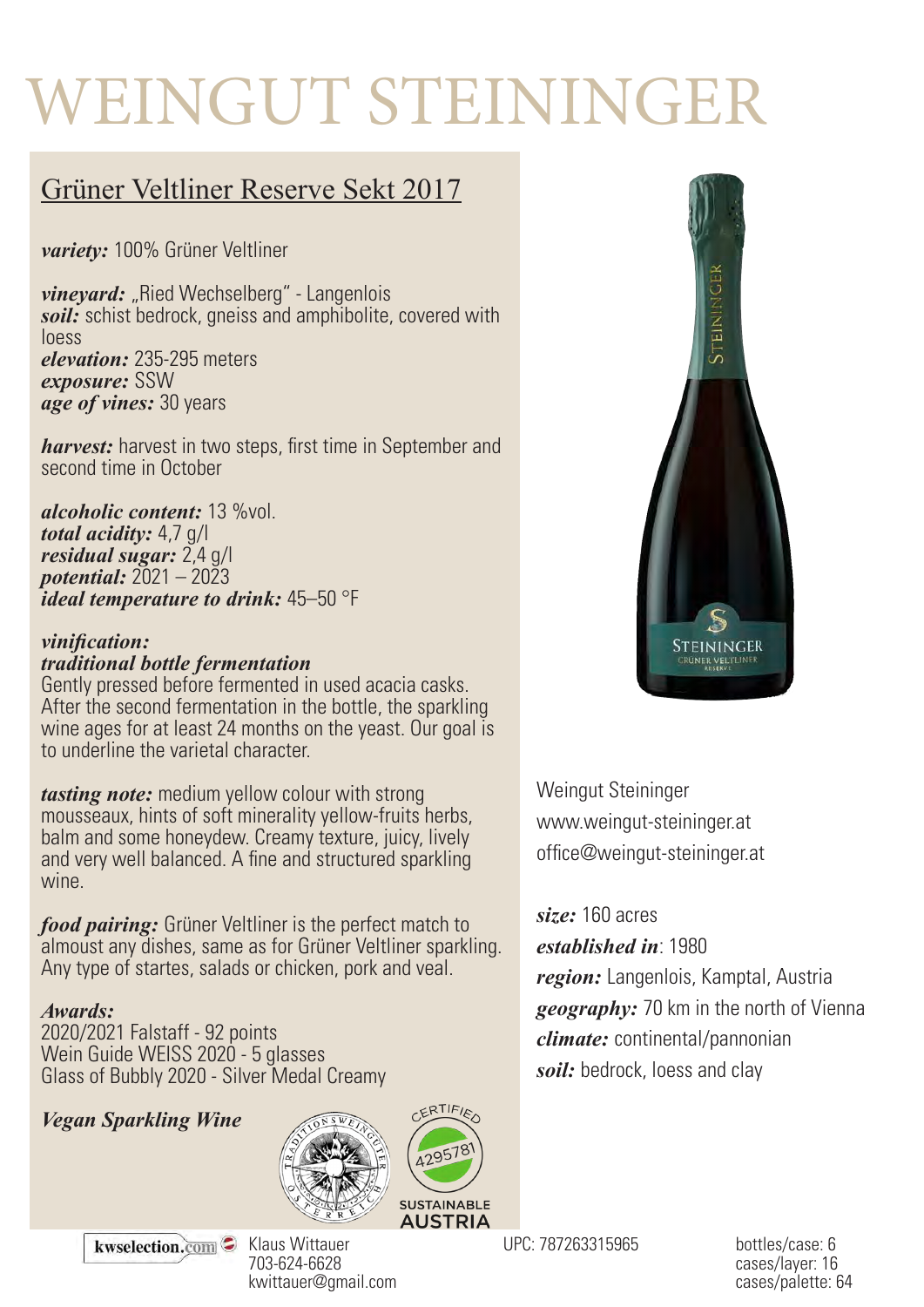# WEINGUT STEININGER

## Grüner Veltliner Reserve Sekt 2017

***variety:*** 100% Grüner Veltliner

***vineyard:*** „Ried Wechselberg" - Langenlois
***soil:*** schist bedrock, gneiss and amphibolite, covered with loess
***elevation:*** 235-295 meters
***exposure:*** SSW
***age of vines:*** 30 years

***harvest:*** harvest in two steps, first time in September and second time in October

***alcoholic content:*** 13 %vol.
***total acidity:*** 4,7 g/l
***residual sugar:*** 2,4 g/l
***potential:*** 2021 – 2023
***ideal temperature to drink:*** 45–50 °F

***vinification:***
***traditional bottle fermentation***
Gently pressed before fermented in used acacia casks. After the second fermentation in the bottle, the sparkling wine ages for at least 24 months on the yeast. Our goal is to underline the varietal character.

***tasting note:*** medium yellow colour with strong mousseaux, hints of soft minerality yellow-fruits herbs, balm and some honeydew. Creamy texture, juicy, lively and very well balanced. A fine and structured sparkling wine.

***food pairing:*** Grüner Veltliner is the perfect match to almoust any dishes, same as for Grüner Veltliner sparkling. Any type of startes, salads or chicken, pork and veal.

***Awards:***
2020/2021 Falstaff - 92 points
Wein Guide WEISS 2020 - 5 glasses
Glass of Bubbly 2020 - Silver Medal Creamy

***Vegan Sparkling Wine***

CERTIFIED 4295781 SUSTAINABLE AUSTRIA

Weingut Steininger
www.weingut-steininger.at
office@weingut-steininger.at

***size:*** 160 acres
***established in***: 1980
***region:*** Langenlois, Kamptal, Austria
***geography:*** 70 km in the north of Vienna
***climate:*** continental/pannonian
***soil:*** bedrock, loess and clay

kwselection.com Klaus Wittauer
703-624-6628
kwittauer@gmail.com

UPC: 787263315965

bottles/case: 6
cases/layer: 16
cases/palette: 64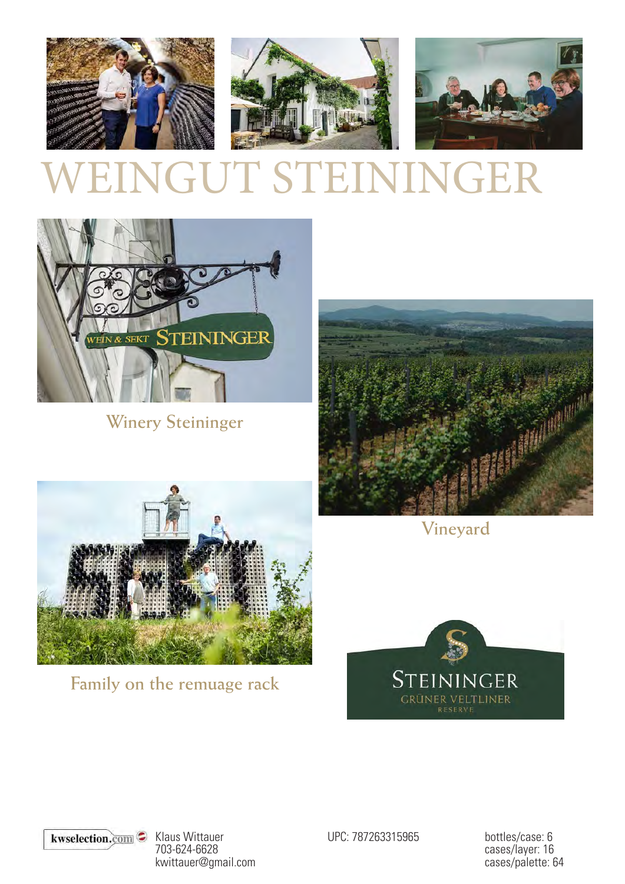# WEINGUT STEININGER

Winery Steininger

Vineyard

Family on the remuage rack

Klaus Wittauer
703-624-6628
kwittauer@gmail.com

UPC: 787263315965

bottles/case: 6
cases/layer: 16
cases/palette: 64